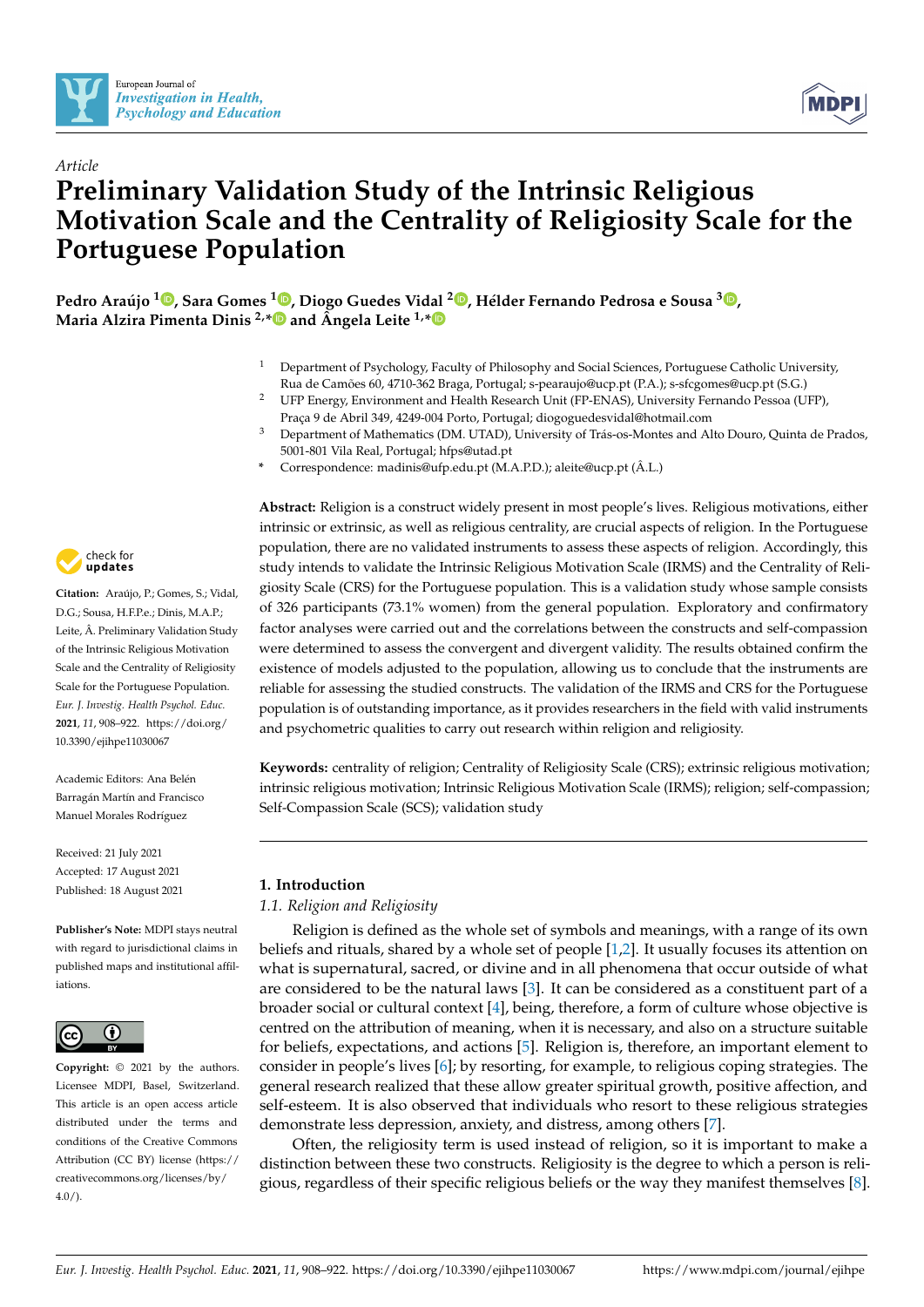*Article*

# Preliminary Validation Study of the Intrinsic Religious Motivation Scale and the Centrality of Religiosity Scale for the Portuguese Population

**Pedro Araújo [1], Sara Gomes [1], Diogo Guedes Vidal [2], Hélder Fernando Pedrosa e Sousa [3], Maria Alzira Pimenta Dinis [2,*] and Ângela Leite [1,*]**

[1] Department of Psychology, Faculty of Philosophy and Social Sciences, Portuguese Catholic University, Rua de Camões 60, 4710-362 Braga, Portugal; s-pearaujo@ucp.pt (P.A.); s-sfcgomes@ucp.pt (S.G.)

[2] UFP Energy, Environment and Health Research Unit (FP-ENAS), University Fernando Pessoa (UFP), Praça 9 de Abril 349, 4249-004 Porto, Portugal; diogoguedesvidal@hotmail.com

[3] Department of Mathematics (DM. UTAD), University of Trás-os-Montes and Alto Douro, Quinta de Prados, 5001-801 Vila Real, Portugal; hfps@utad.pt

\* Correspondence: madinis@ufp.edu.pt (M.A.P.D.); aleite@ucp.pt (Â.L.)

**Citation:** Araújo, P.; Gomes, S.; Vidal, D.G.; Sousa, H.F.P.e.; Dinis, M.A.P.; Leite, Â. Preliminary Validation Study of the Intrinsic Religious Motivation Scale and the Centrality of Religiosity Scale for the Portuguese Population. *Eur. J. Investig. Health Psychol. Educ.* **2021**, *11*, 908–922. https://doi.org/10.3390/ejihpe11030067

Academic Editors: Ana Belén Barragán Martín and Francisco Manuel Morales Rodríguez

Received: 21 July 2021
Accepted: 17 August 2021
Published: 18 August 2021

**Publisher's Note:** MDPI stays neutral with regard to jurisdictional claims in published maps and institutional affiliations.

**Copyright:** © 2021 by the authors. Licensee MDPI, Basel, Switzerland. This article is an open access article distributed under the terms and conditions of the Creative Commons Attribution (CC BY) license (https://creativecommons.org/licenses/by/4.0/).

**Abstract:** Religion is a construct widely present in most people's lives. Religious motivations, either intrinsic or extrinsic, as well as religious centrality, are crucial aspects of religion. In the Portuguese population, there are no validated instruments to assess these aspects of religion. Accordingly, this study intends to validate the Intrinsic Religious Motivation Scale (IRMS) and the Centrality of Religiosity Scale (CRS) for the Portuguese population. This is a validation study whose sample consists of 326 participants (73.1% women) from the general population. Exploratory and confirmatory factor analyses were carried out and the correlations between the constructs and self-compassion were determined to assess the convergent and divergent validity. The results obtained confirm the existence of models adjusted to the population, allowing us to conclude that the instruments are reliable for assessing the studied constructs. The validation of the IRMS and CRS for the Portuguese population is of outstanding importance, as it provides researchers in the field with valid instruments and psychometric qualities to carry out research within religion and religiosity.

**Keywords:** centrality of religion; Centrality of Religiosity Scale (CRS); extrinsic religious motivation; intrinsic religious motivation; Intrinsic Religious Motivation Scale (IRMS); religion; self-compassion; Self-Compassion Scale (SCS); validation study

## 1. Introduction

### 1.1. Religion and Religiosity

Religion is defined as the whole set of symbols and meanings, with a range of its own beliefs and rituals, shared by a whole set of people [1,2]. It usually focuses its attention on what is supernatural, sacred, or divine and in all phenomena that occur outside of what are considered to be the natural laws [3]. It can be considered as a constituent part of a broader social or cultural context [4], being, therefore, a form of culture whose objective is centred on the attribution of meaning, when it is necessary, and also on a structure suitable for beliefs, expectations, and actions [5]. Religion is, therefore, an important element to consider in people's lives [6]; by resorting, for example, to religious coping strategies. The general research realized that these allow greater spiritual growth, positive affection, and self-esteem. It is also observed that individuals who resort to these religious strategies demonstrate less depression, anxiety, and distress, among others [7].

Often, the religiosity term is used instead of religion, so it is important to make a distinction between these two constructs. Religiosity is the degree to which a person is religious, regardless of their specific religious beliefs or the way they manifest themselves [8].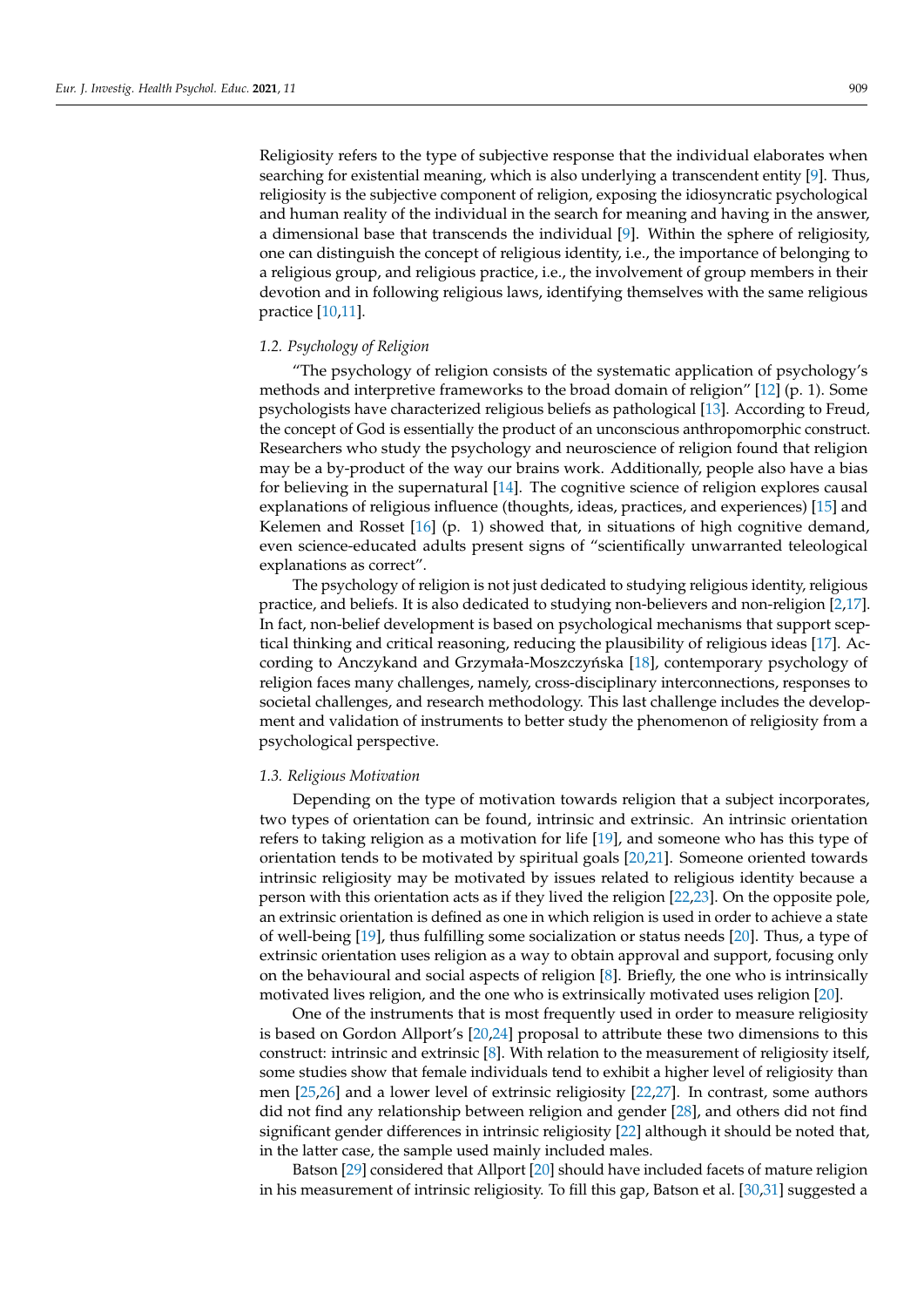Religiosity refers to the type of subjective response that the individual elaborates when searching for existential meaning, which is also underlying a transcendent entity [9]. Thus, religiosity is the subjective component of religion, exposing the idiosyncratic psychological and human reality of the individual in the search for meaning and having in the answer, a dimensional base that transcends the individual [9]. Within the sphere of religiosity, one can distinguish the concept of religious identity, i.e., the importance of belonging to a religious group, and religious practice, i.e., the involvement of group members in their devotion and in following religious laws, identifying themselves with the same religious practice [10,11].

### 1.2. Psychology of Religion

"The psychology of religion consists of the systematic application of psychology's methods and interpretive frameworks to the broad domain of religion" [12] (p. 1). Some psychologists have characterized religious beliefs as pathological [13]. According to Freud, the concept of God is essentially the product of an unconscious anthropomorphic construct. Researchers who study the psychology and neuroscience of religion found that religion may be a by-product of the way our brains work. Additionally, people also have a bias for believing in the supernatural [14]. The cognitive science of religion explores causal explanations of religious influence (thoughts, ideas, practices, and experiences) [15] and Kelemen and Rosset [16] (p. 1) showed that, in situations of high cognitive demand, even science-educated adults present signs of "scientifically unwarranted teleological explanations as correct".

The psychology of religion is not just dedicated to studying religious identity, religious practice, and beliefs. It is also dedicated to studying non-believers and non-religion [2,17]. In fact, non-belief development is based on psychological mechanisms that support sceptical thinking and critical reasoning, reducing the plausibility of religious ideas [17]. According to Anczykand and Grzymała-Moszczyńska [18], contemporary psychology of religion faces many challenges, namely, cross-disciplinary interconnections, responses to societal challenges, and research methodology. This last challenge includes the development and validation of instruments to better study the phenomenon of religiosity from a psychological perspective.

### 1.3. Religious Motivation

Depending on the type of motivation towards religion that a subject incorporates, two types of orientation can be found, intrinsic and extrinsic. An intrinsic orientation refers to taking religion as a motivation for life [19], and someone who has this type of orientation tends to be motivated by spiritual goals [20,21]. Someone oriented towards intrinsic religiosity may be motivated by issues related to religious identity because a person with this orientation acts as if they lived the religion [22,23]. On the opposite pole, an extrinsic orientation is defined as one in which religion is used in order to achieve a state of well-being [19], thus fulfilling some socialization or status needs [20]. Thus, a type of extrinsic orientation uses religion as a way to obtain approval and support, focusing only on the behavioural and social aspects of religion [8]. Briefly, the one who is intrinsically motivated lives religion, and the one who is extrinsically motivated uses religion [20].

One of the instruments that is most frequently used in order to measure religiosity is based on Gordon Allport's [20,24] proposal to attribute these two dimensions to this construct: intrinsic and extrinsic [8]. With relation to the measurement of religiosity itself, some studies show that female individuals tend to exhibit a higher level of religiosity than men [25,26] and a lower level of extrinsic religiosity [22,27]. In contrast, some authors did not find any relationship between religion and gender [28], and others did not find significant gender differences in intrinsic religiosity [22] although it should be noted that, in the latter case, the sample used mainly included males.

Batson [29] considered that Allport [20] should have included facets of mature religion in his measurement of intrinsic religiosity. To fill this gap, Batson et al. [30,31] suggested a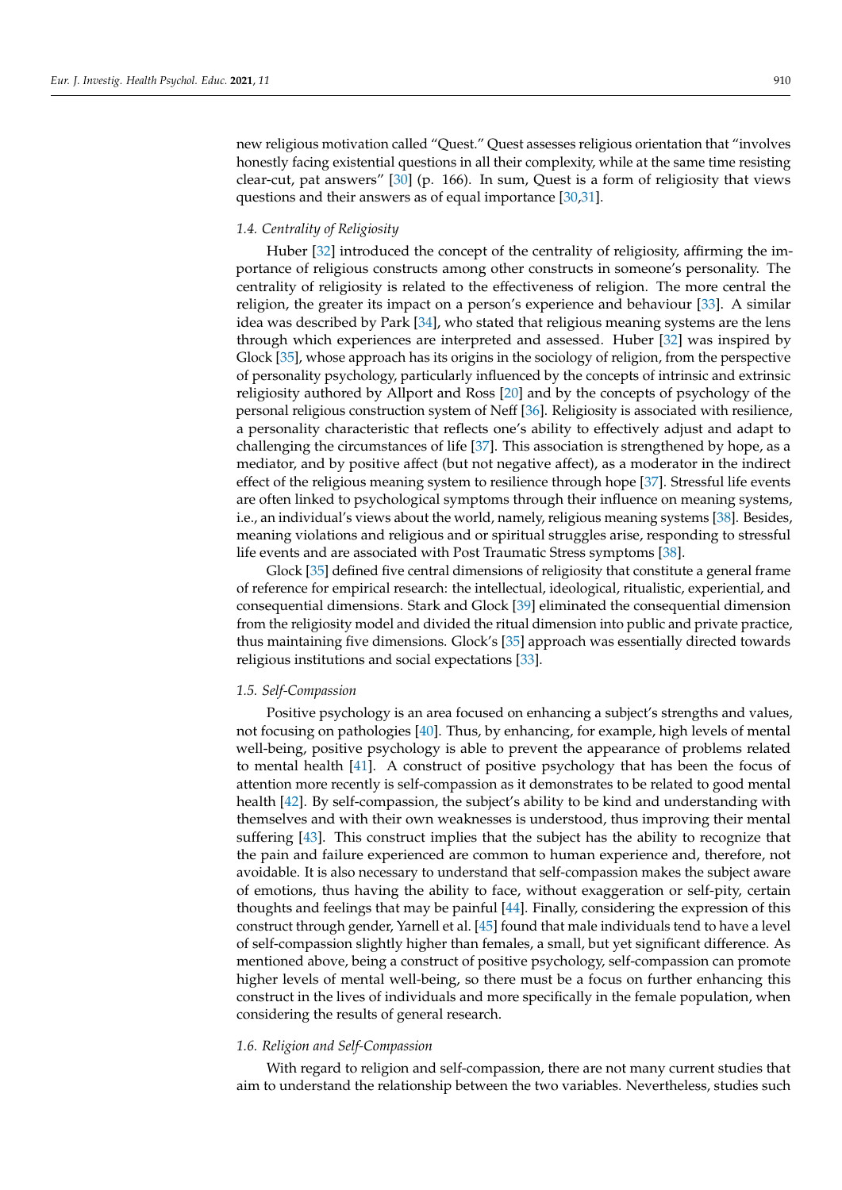new religious motivation called "Quest." Quest assesses religious orientation that "involves honestly facing existential questions in all their complexity, while at the same time resisting clear-cut, pat answers" [30] (p. 166). In sum, Quest is a form of religiosity that views questions and their answers as of equal importance [30,31].

### *1.4. Centrality of Religiosity*

Huber [32] introduced the concept of the centrality of religiosity, affirming the importance of religious constructs among other constructs in someone's personality. The centrality of religiosity is related to the effectiveness of religion. The more central the religion, the greater its impact on a person's experience and behaviour [33]. A similar idea was described by Park [34], who stated that religious meaning systems are the lens through which experiences are interpreted and assessed. Huber [32] was inspired by Glock [35], whose approach has its origins in the sociology of religion, from the perspective of personality psychology, particularly influenced by the concepts of intrinsic and extrinsic religiosity authored by Allport and Ross [20] and by the concepts of psychology of the personal religious construction system of Neff [36]. Religiosity is associated with resilience, a personality characteristic that reflects one's ability to effectively adjust and adapt to challenging the circumstances of life [37]. This association is strengthened by hope, as a mediator, and by positive affect (but not negative affect), as a moderator in the indirect effect of the religious meaning system to resilience through hope [37]. Stressful life events are often linked to psychological symptoms through their influence on meaning systems, i.e., an individual's views about the world, namely, religious meaning systems [38]. Besides, meaning violations and religious and or spiritual struggles arise, responding to stressful life events and are associated with Post Traumatic Stress symptoms [38].

Glock [35] defined five central dimensions of religiosity that constitute a general frame of reference for empirical research: the intellectual, ideological, ritualistic, experiential, and consequential dimensions. Stark and Glock [39] eliminated the consequential dimension from the religiosity model and divided the ritual dimension into public and private practice, thus maintaining five dimensions. Glock's [35] approach was essentially directed towards religious institutions and social expectations [33].

### *1.5. Self-Compassion*

Positive psychology is an area focused on enhancing a subject's strengths and values, not focusing on pathologies [40]. Thus, by enhancing, for example, high levels of mental well-being, positive psychology is able to prevent the appearance of problems related to mental health [41]. A construct of positive psychology that has been the focus of attention more recently is self-compassion as it demonstrates to be related to good mental health [42]. By self-compassion, the subject's ability to be kind and understanding with themselves and with their own weaknesses is understood, thus improving their mental suffering [43]. This construct implies that the subject has the ability to recognize that the pain and failure experienced are common to human experience and, therefore, not avoidable. It is also necessary to understand that self-compassion makes the subject aware of emotions, thus having the ability to face, without exaggeration or self-pity, certain thoughts and feelings that may be painful [44]. Finally, considering the expression of this construct through gender, Yarnell et al. [45] found that male individuals tend to have a level of self-compassion slightly higher than females, a small, but yet significant difference. As mentioned above, being a construct of positive psychology, self-compassion can promote higher levels of mental well-being, so there must be a focus on further enhancing this construct in the lives of individuals and more specifically in the female population, when considering the results of general research.

### *1.6. Religion and Self-Compassion*

With regard to religion and self-compassion, there are not many current studies that aim to understand the relationship between the two variables. Nevertheless, studies such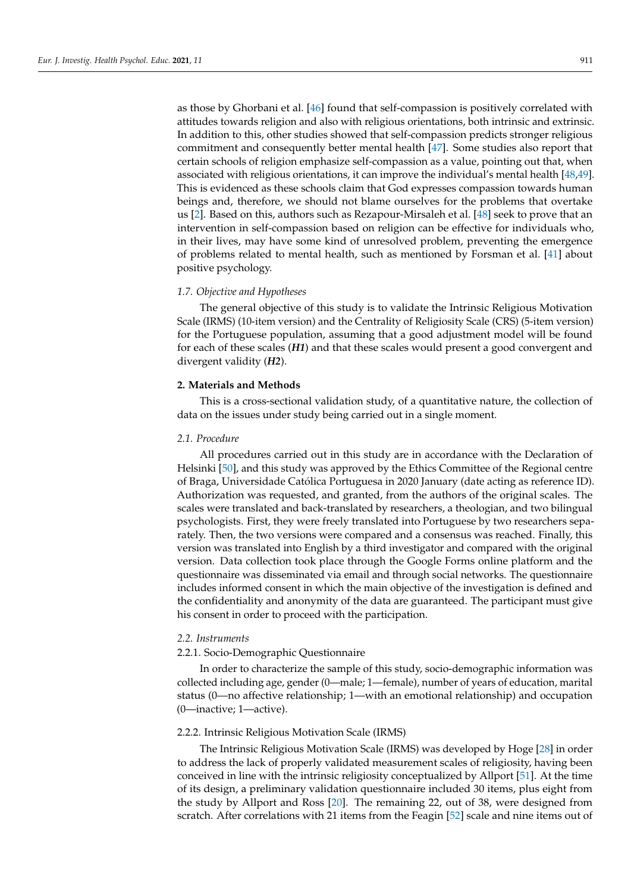as those by Ghorbani et al. [46] found that self-compassion is positively correlated with attitudes towards religion and also with religious orientations, both intrinsic and extrinsic. In addition to this, other studies showed that self-compassion predicts stronger religious commitment and consequently better mental health [47]. Some studies also report that certain schools of religion emphasize self-compassion as a value, pointing out that, when associated with religious orientations, it can improve the individual's mental health [48,49]. This is evidenced as these schools claim that God expresses compassion towards human beings and, therefore, we should not blame ourselves for the problems that overtake us [2]. Based on this, authors such as Rezapour-Mirsaleh et al. [48] seek to prove that an intervention in self-compassion based on religion can be effective for individuals who, in their lives, may have some kind of unresolved problem, preventing the emergence of problems related to mental health, such as mentioned by Forsman et al. [41] about positive psychology.

### 1.7. Objective and Hypotheses

The general objective of this study is to validate the Intrinsic Religious Motivation Scale (IRMS) (10-item version) and the Centrality of Religiosity Scale (CRS) (5-item version) for the Portuguese population, assuming that a good adjustment model will be found for each of these scales (***H1***) and that these scales would present a good convergent and divergent validity (***H2***).

## 2. Materials and Methods

This is a cross-sectional validation study, of a quantitative nature, the collection of data on the issues under study being carried out in a single moment.

### 2.1. Procedure

All procedures carried out in this study are in accordance with the Declaration of Helsinki [50], and this study was approved by the Ethics Committee of the Regional centre of Braga, Universidade Católica Portuguesa in 2020 January (date acting as reference ID). Authorization was requested, and granted, from the authors of the original scales. The scales were translated and back-translated by researchers, a theologian, and two bilingual psychologists. First, they were freely translated into Portuguese by two researchers separately. Then, the two versions were compared and a consensus was reached. Finally, this version was translated into English by a third investigator and compared with the original version. Data collection took place through the Google Forms online platform and the questionnaire was disseminated via email and through social networks. The questionnaire includes informed consent in which the main objective of the investigation is defined and the confidentiality and anonymity of the data are guaranteed. The participant must give his consent in order to proceed with the participation.

### 2.2. Instruments

#### 2.2.1. Socio-Demographic Questionnaire

In order to characterize the sample of this study, socio-demographic information was collected including age, gender (0—male; 1—female), number of years of education, marital status (0—no affective relationship; 1—with an emotional relationship) and occupation (0—inactive; 1—active).

#### 2.2.2. Intrinsic Religious Motivation Scale (IRMS)

The Intrinsic Religious Motivation Scale (IRMS) was developed by Hoge [28] in order to address the lack of properly validated measurement scales of religiosity, having been conceived in line with the intrinsic religiosity conceptualized by Allport [51]. At the time of its design, a preliminary validation questionnaire included 30 items, plus eight from the study by Allport and Ross [20]. The remaining 22, out of 38, were designed from scratch. After correlations with 21 items from the Feagin [52] scale and nine items out of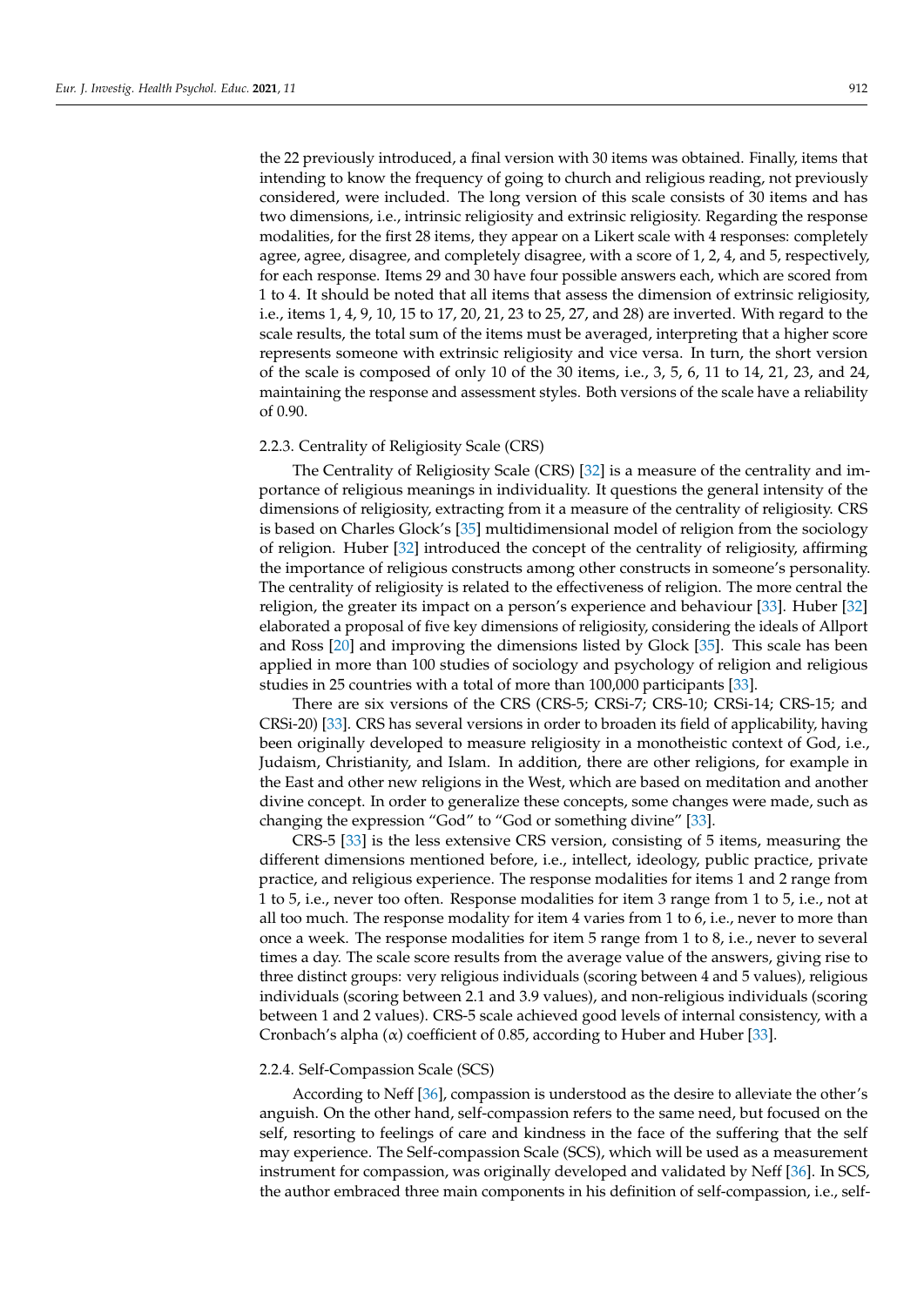the 22 previously introduced, a final version with 30 items was obtained. Finally, items that intending to know the frequency of going to church and religious reading, not previously considered, were included. The long version of this scale consists of 30 items and has two dimensions, i.e., intrinsic religiosity and extrinsic religiosity. Regarding the response modalities, for the first 28 items, they appear on a Likert scale with 4 responses: completely agree, agree, disagree, and completely disagree, with a score of 1, 2, 4, and 5, respectively, for each response. Items 29 and 30 have four possible answers each, which are scored from 1 to 4. It should be noted that all items that assess the dimension of extrinsic religiosity, i.e., items 1, 4, 9, 10, 15 to 17, 20, 21, 23 to 25, 27, and 28) are inverted. With regard to the scale results, the total sum of the items must be averaged, interpreting that a higher score represents someone with extrinsic religiosity and vice versa. In turn, the short version of the scale is composed of only 10 of the 30 items, i.e., 3, 5, 6, 11 to 14, 21, 23, and 24, maintaining the response and assessment styles. Both versions of the scale have a reliability of 0.90.

### 2.2.3. Centrality of Religiosity Scale (CRS)

The Centrality of Religiosity Scale (CRS) [32] is a measure of the centrality and importance of religious meanings in individuality. It questions the general intensity of the dimensions of religiosity, extracting from it a measure of the centrality of religiosity. CRS is based on Charles Glock's [35] multidimensional model of religion from the sociology of religion. Huber [32] introduced the concept of the centrality of religiosity, affirming the importance of religious constructs among other constructs in someone's personality. The centrality of religiosity is related to the effectiveness of religion. The more central the religion, the greater its impact on a person's experience and behaviour [33]. Huber [32] elaborated a proposal of five key dimensions of religiosity, considering the ideals of Allport and Ross [20] and improving the dimensions listed by Glock [35]. This scale has been applied in more than 100 studies of sociology and psychology of religion and religious studies in 25 countries with a total of more than 100,000 participants [33].

There are six versions of the CRS (CRS-5; CRSi-7; CRS-10; CRSi-14; CRS-15; and CRSi-20) [33]. CRS has several versions in order to broaden its field of applicability, having been originally developed to measure religiosity in a monotheistic context of God, i.e., Judaism, Christianity, and Islam. In addition, there are other religions, for example in the East and other new religions in the West, which are based on meditation and another divine concept. In order to generalize these concepts, some changes were made, such as changing the expression "God" to "God or something divine" [33].

CRS-5 [33] is the less extensive CRS version, consisting of 5 items, measuring the different dimensions mentioned before, i.e., intellect, ideology, public practice, private practice, and religious experience. The response modalities for items 1 and 2 range from 1 to 5, i.e., never too often. Response modalities for item 3 range from 1 to 5, i.e., not at all too much. The response modality for item 4 varies from 1 to 6, i.e., never to more than once a week. The response modalities for item 5 range from 1 to 8, i.e., never to several times a day. The scale score results from the average value of the answers, giving rise to three distinct groups: very religious individuals (scoring between 4 and 5 values), religious individuals (scoring between 2.1 and 3.9 values), and non-religious individuals (scoring between 1 and 2 values). CRS-5 scale achieved good levels of internal consistency, with a Cronbach's alpha ($\alpha$) coefficient of 0.85, according to Huber and Huber [33].

### 2.2.4. Self-Compassion Scale (SCS)

According to Neff [36], compassion is understood as the desire to alleviate the other's anguish. On the other hand, self-compassion refers to the same need, but focused on the self, resorting to feelings of care and kindness in the face of the suffering that the self may experience. The Self-compassion Scale (SCS), which will be used as a measurement instrument for compassion, was originally developed and validated by Neff [36]. In SCS, the author embraced three main components in his definition of self-compassion, i.e., self-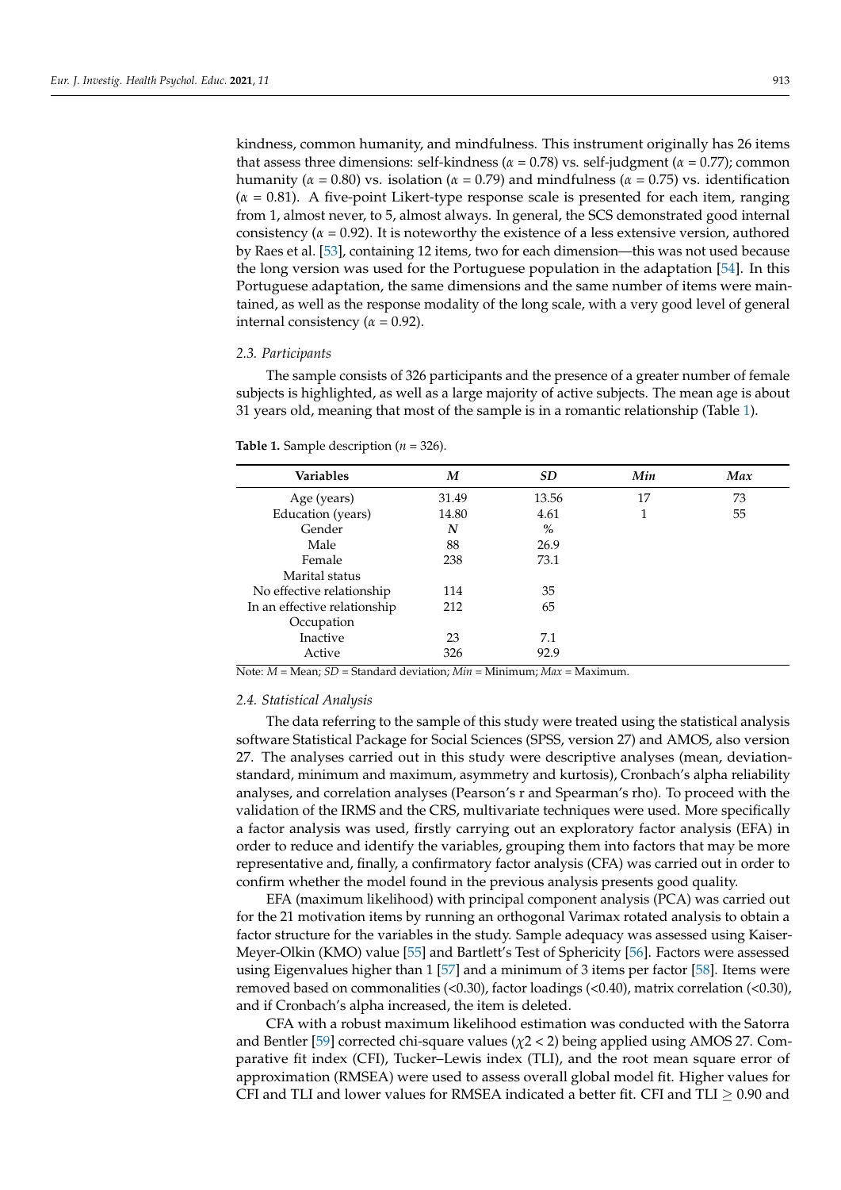kindness, common humanity, and mindfulness. This instrument originally has 26 items that assess three dimensions: self-kindness ($\alpha$ = 0.78) vs. self-judgment ($\alpha$ = 0.77); common humanity ($\alpha$ = 0.80) vs. isolation ($\alpha$ = 0.79) and mindfulness ($\alpha$ = 0.75) vs. identification ($\alpha$ = 0.81). A five-point Likert-type response scale is presented for each item, ranging from 1, almost never, to 5, almost always. In general, the SCS demonstrated good internal consistency ($\alpha$ = 0.92). It is noteworthy the existence of a less extensive version, authored by Raes et al. [53], containing 12 items, two for each dimension—this was not used because the long version was used for the Portuguese population in the adaptation [54]. In this Portuguese adaptation, the same dimensions and the same number of items were maintained, as well as the response modality of the long scale, with a very good level of general internal consistency ($\alpha$ = 0.92).

### 2.3. Participants

The sample consists of 326 participants and the presence of a greater number of female subjects is highlighted, as well as a large majority of active subjects. The mean age is about 31 years old, meaning that most of the sample is in a romantic relationship (Table 1).

**Table 1.** Sample description ($n$ = 326).

| Variables | *M* | *SD* | *Min* | *Max* |
|---|---|---|---|---|
| Age (years) | 31.49 | 13.56 | 17 | 73 |
| Education (years) | 14.80 | 4.61 | 1 | 55 |
| Gender | *N* | % | | |
| Male | 88 | 26.9 | | |
| Female | 238 | 73.1 | | |
| Marital status | | | | |
| No effective relationship | 114 | 35 | | |
| In an effective relationship | 212 | 65 | | |
| Occupation | | | | |
| Inactive | 23 | 7.1 | | |
| Active | 326 | 92.9 | | |

Note: *M* = Mean; *SD* = Standard deviation; *Min* = Minimum; *Max* = Maximum.

### 2.4. Statistical Analysis

The data referring to the sample of this study were treated using the statistical analysis software Statistical Package for Social Sciences (SPSS, version 27) and AMOS, also version 27. The analyses carried out in this study were descriptive analyses (mean, deviation-standard, minimum and maximum, asymmetry and kurtosis), Cronbach's alpha reliability analyses, and correlation analyses (Pearson's r and Spearman's rho). To proceed with the validation of the IRMS and the CRS, multivariate techniques were used. More specifically a factor analysis was used, firstly carrying out an exploratory factor analysis (EFA) in order to reduce and identify the variables, grouping them into factors that may be more representative and, finally, a confirmatory factor analysis (CFA) was carried out in order to confirm whether the model found in the previous analysis presents good quality.

EFA (maximum likelihood) with principal component analysis (PCA) was carried out for the 21 motivation items by running an orthogonal Varimax rotated analysis to obtain a factor structure for the variables in the study. Sample adequacy was assessed using Kaiser-Meyer-Olkin (KMO) value [55] and Bartlett's Test of Sphericity [56]. Factors were assessed using Eigenvalues higher than 1 [57] and a minimum of 3 items per factor [58]. Items were removed based on commonalities (<0.30), factor loadings (<0.40), matrix correlation (<0.30), and if Cronbach's alpha increased, the item is deleted.

CFA with a robust maximum likelihood estimation was conducted with the Satorra and Bentler [59] corrected chi-square values ($\chi 2 < 2$) being applied using AMOS 27. Comparative fit index (CFI), Tucker–Lewis index (TLI), and the root mean square error of approximation (RMSEA) were used to assess overall global model fit. Higher values for CFI and TLI and lower values for RMSEA indicated a better fit. CFI and TLI $\geq$ 0.90 and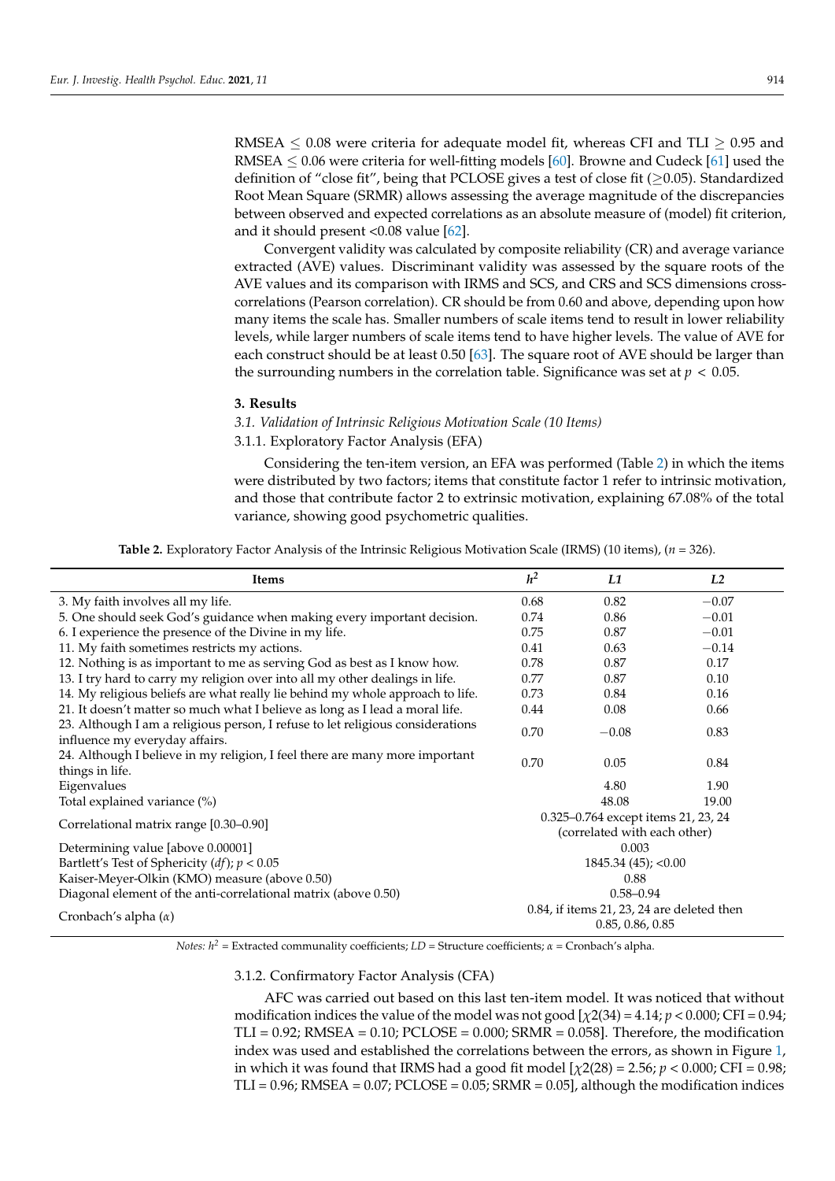RMSEA ≤ 0.08 were criteria for adequate model fit, whereas CFI and TLI ≥ 0.95 and RMSEA ≤ 0.06 were criteria for well-fitting models [60]. Browne and Cudeck [61] used the definition of "close fit", being that PCLOSE gives a test of close fit (≥0.05). Standardized Root Mean Square (SRMR) allows assessing the average magnitude of the discrepancies between observed and expected correlations as an absolute measure of (model) fit criterion, and it should present <0.08 value [62].

Convergent validity was calculated by composite reliability (CR) and average variance extracted (AVE) values. Discriminant validity was assessed by the square roots of the AVE values and its comparison with IRMS and SCS, and CRS and SCS dimensions cross-correlations (Pearson correlation). CR should be from 0.60 and above, depending upon how many items the scale has. Smaller numbers of scale items tend to result in lower reliability levels, while larger numbers of scale items tend to have higher levels. The value of AVE for each construct should be at least 0.50 [63]. The square root of AVE should be larger than the surrounding numbers in the correlation table. Significance was set at $p < 0.05$.

## 3. Results

### 3.1. Validation of Intrinsic Religious Motivation Scale (10 Items)

#### 3.1.1. Exploratory Factor Analysis (EFA)

Considering the ten-item version, an EFA was performed (Table 2) in which the items were distributed by two factors; items that constitute factor 1 refer to intrinsic motivation, and those that contribute factor 2 to extrinsic motivation, explaining 67.08% of the total variance, showing good psychometric qualities.

**Table 2.** Exploratory Factor Analysis of the Intrinsic Religious Motivation Scale (IRMS) (10 items), ($n$ = 326).

| Items | $h^2$ | *L1* | *L2* |
|---|---|---|---|
| 3. My faith involves all my life. | 0.68 | 0.82 | −0.07 |
| 5. One should seek God's guidance when making every important decision. | 0.74 | 0.86 | −0.01 |
| 6. I experience the presence of the Divine in my life. | 0.75 | 0.87 | −0.01 |
| 11. My faith sometimes restricts my actions. | 0.41 | 0.63 | −0.14 |
| 12. Nothing is as important to me as serving God as best as I know how. | 0.78 | 0.87 | 0.17 |
| 13. I try hard to carry my religion over into all my other dealings in life. | 0.77 | 0.87 | 0.10 |
| 14. My religious beliefs are what really lie behind my whole approach to life. | 0.73 | 0.84 | 0.16 |
| 21. It doesn't matter so much what I believe as long as I lead a moral life. | 0.44 | 0.08 | 0.66 |
| 23. Although I am a religious person, I refuse to let religious considerations influence my everyday affairs. | 0.70 | −0.08 | 0.83 |
| 24. Although I believe in my religion, I feel there are many more important things in life. | 0.70 | 0.05 | 0.84 |
| Eigenvalues | | 4.80 | 1.90 |
| Total explained variance (%) | | 48.08 | 19.00 |
| Correlational matrix range [0.30–0.90] | 0.325–0.764 except items 21, 23, 24 (correlated with each other) | | |
| Determining value [above 0.00001] | 0.003 | | |
| Bartlett's Test of Sphericity (*df*); $p < 0.05$ | 1845.34 (45); <0.00 | | |
| Kaiser-Meyer-Olkin (KMO) measure (above 0.50) | 0.88 | | |
| Diagonal element of the anti-correlational matrix (above 0.50) | 0.58–0.94 | | |
| Cronbach's alpha (α) | 0.84, if items 21, 23, 24 are deleted then 0.85, 0.86, 0.85 | | |

*Notes:* $h^2$ = Extracted communality coefficients; *LD* = Structure coefficients; α = Cronbach's alpha.

#### 3.1.2. Confirmatory Factor Analysis (CFA)

AFC was carried out based on this last ten-item model. It was noticed that without modification indices the value of the model was not good [$\chi 2(34) = 4.14$; $p < 0.000$; CFI = 0.94; TLI = 0.92; RMSEA = 0.10; PCLOSE = 0.000; SRMR = 0.058]. Therefore, the modification index was used and established the correlations between the errors, as shown in Figure 1, in which it was found that IRMS had a good fit model [$\chi 2(28) = 2.56$; $p < 0.000$; CFI = 0.98; TLI = 0.96; RMSEA = 0.07; PCLOSE = 0.05; SRMR = 0.05], although the modification indices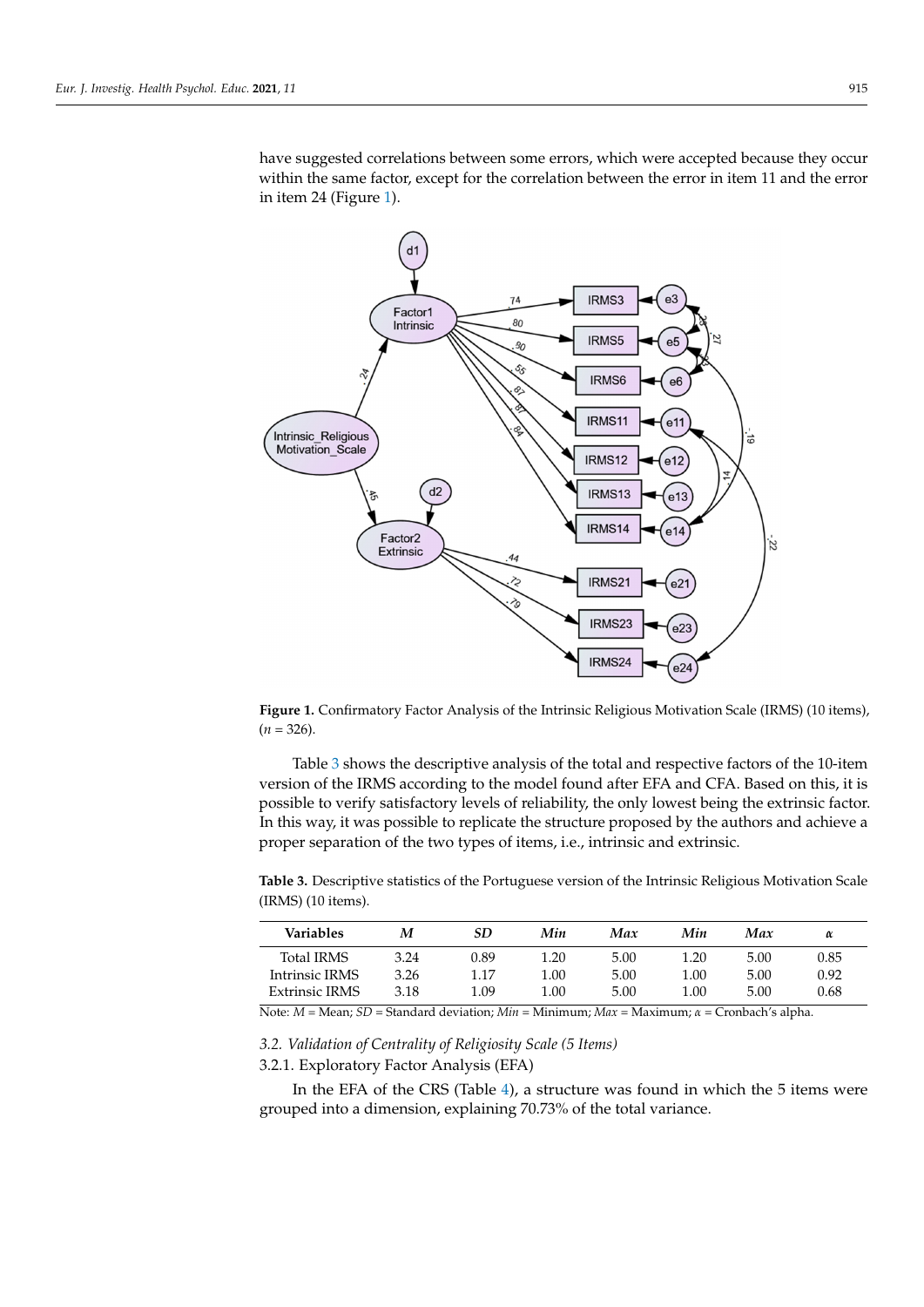have suggested correlations between some errors, which were accepted because they occur within the same factor, except for the correlation between the error in item 11 and the error in item 24 (Figure 1).

**Figure 1.** Confirmatory Factor Analysis of the Intrinsic Religious Motivation Scale (IRMS) (10 items), ($n$ = 326).

Table 3 shows the descriptive analysis of the total and respective factors of the 10-item version of the IRMS according to the model found after EFA and CFA. Based on this, it is possible to verify satisfactory levels of reliability, the only lowest being the extrinsic factor. In this way, it was possible to replicate the structure proposed by the authors and achieve a proper separation of the two types of items, i.e., intrinsic and extrinsic.

**Table 3.** Descriptive statistics of the Portuguese version of the Intrinsic Religious Motivation Scale (IRMS) (10 items).

| Variables | *M* | *SD* | *Min* | *Max* | *Min* | *Max* | *α* |
|---|---|---|---|---|---|---|---|
| Total IRMS | 3.24 | 0.89 | 1.20 | 5.00 | 1.20 | 5.00 | 0.85 |
| Intrinsic IRMS | 3.26 | 1.17 | 1.00 | 5.00 | 1.00 | 5.00 | 0.92 |
| Extrinsic IRMS | 3.18 | 1.09 | 1.00 | 5.00 | 1.00 | 5.00 | 0.68 |

Note: *M* = Mean; *SD* = Standard deviation; *Min* = Minimum; *Max* = Maximum; *α* = Cronbach's alpha.

### *3.2. Validation of Centrality of Religiosity Scale (5 Items)*

#### 3.2.1. Exploratory Factor Analysis (EFA)

In the EFA of the CRS (Table 4), a structure was found in which the 5 items were grouped into a dimension, explaining 70.73% of the total variance.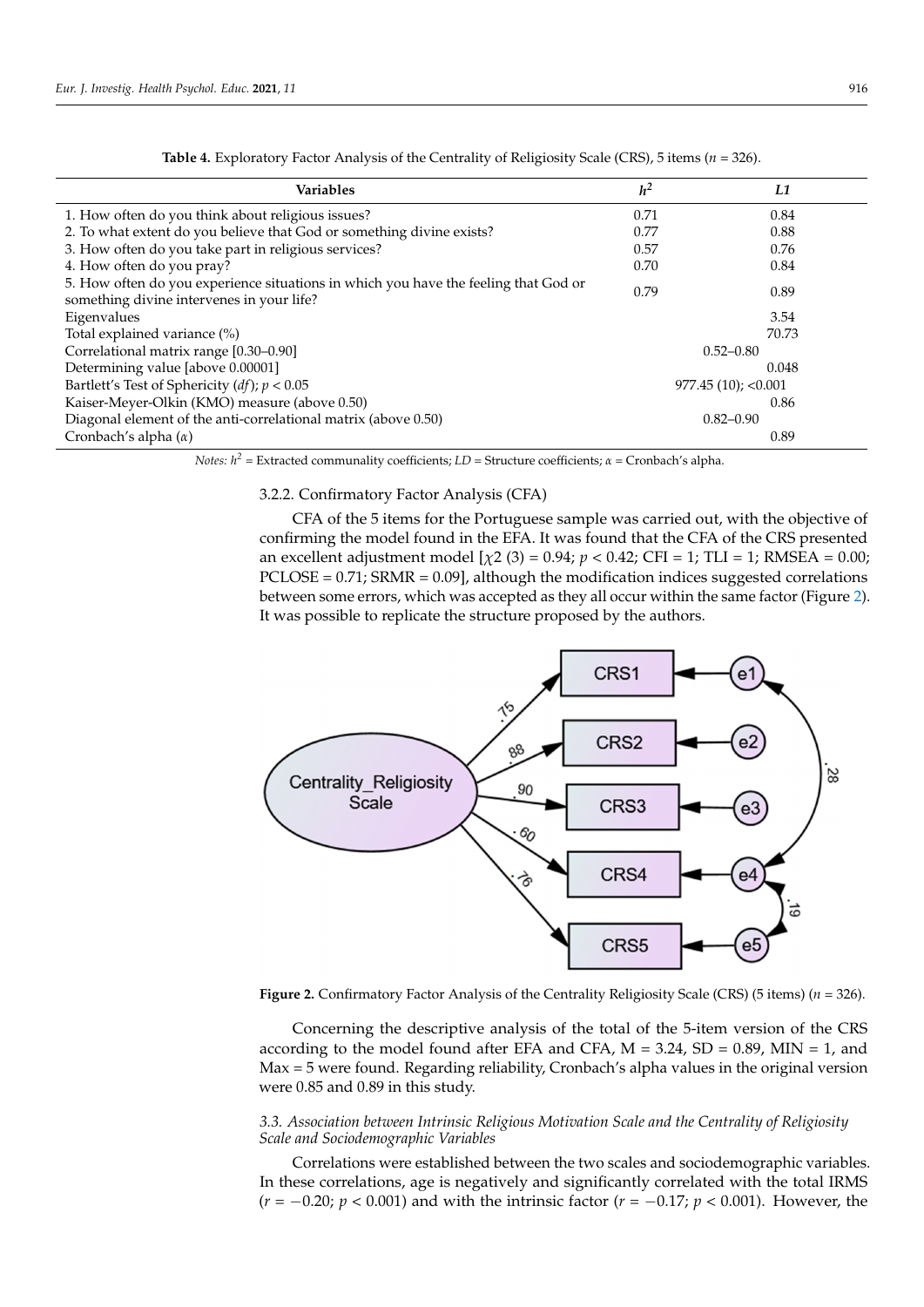**Table 4.** Exploratory Factor Analysis of the Centrality of Religiosity Scale (CRS), 5 items ($n$ = 326).

| Variables | $h^2$ | L1 |
|---|---|---|
| 1. How often do you think about religious issues? | 0.71 | 0.84 |
| 2. To what extent do you believe that God or something divine exists? | 0.77 | 0.88 |
| 3. How often do you take part in religious services? | 0.57 | 0.76 |
| 4. How often do you pray? | 0.70 | 0.84 |
| 5. How often do you experience situations in which you have the feeling that God or something divine intervenes in your life? | 0.79 | 0.89 |
| Eigenvalues | | 3.54 |
| Total explained variance (%) | | 70.73 |
| Correlational matrix range [0.30–0.90] | | 0.52–0.80 |
| Determining value [above 0.00001] | | 0.048 |
| Bartlett's Test of Sphericity ($df$); $p < 0.05$ | | 977.45 (10); <0.001 |
| Kaiser-Meyer-Olkin (KMO) measure (above 0.50) | | 0.86 |
| Diagonal element of the anti-correlational matrix (above 0.50) | | 0.82–0.90 |
| Cronbach's alpha ($\alpha$) | | 0.89 |

*Notes:* $h^2$ = Extracted communality coefficients; *LD* = Structure coefficients; $\alpha$ = Cronbach's alpha.

#### 3.2.2. Confirmatory Factor Analysis (CFA)

CFA of the 5 items for the Portuguese sample was carried out, with the objective of confirming the model found in the EFA. It was found that the CFA of the CRS presented an excellent adjustment model [$\chi2$ (3) = 0.94; $p < 0.42$; CFI = 1; TLI = 1; RMSEA = 0.00; PCLOSE = 0.71; SRMR = 0.09], although the modification indices suggested correlations between some errors, which was accepted as they all occur within the same factor (Figure 2). It was possible to replicate the structure proposed by the authors.

**Figure 2.** Confirmatory Factor Analysis of the Centrality Religiosity Scale (CRS) (5 items) ($n$ = 326).

Concerning the descriptive analysis of the total of the 5-item version of the CRS according to the model found after EFA and CFA, M = 3.24, SD = 0.89, MIN = 1, and Max = 5 were found. Regarding reliability, Cronbach's alpha values in the original version were 0.85 and 0.89 in this study.

### *3.3. Association between Intrinsic Religious Motivation Scale and the Centrality of Religiosity Scale and Sociodemographic Variables*

Correlations were established between the two scales and sociodemographic variables. In these correlations, age is negatively and significantly correlated with the total IRMS ($r = -0.20$; $p < 0.001$) and with the intrinsic factor ($r = -0.17$; $p < 0.001$). However, the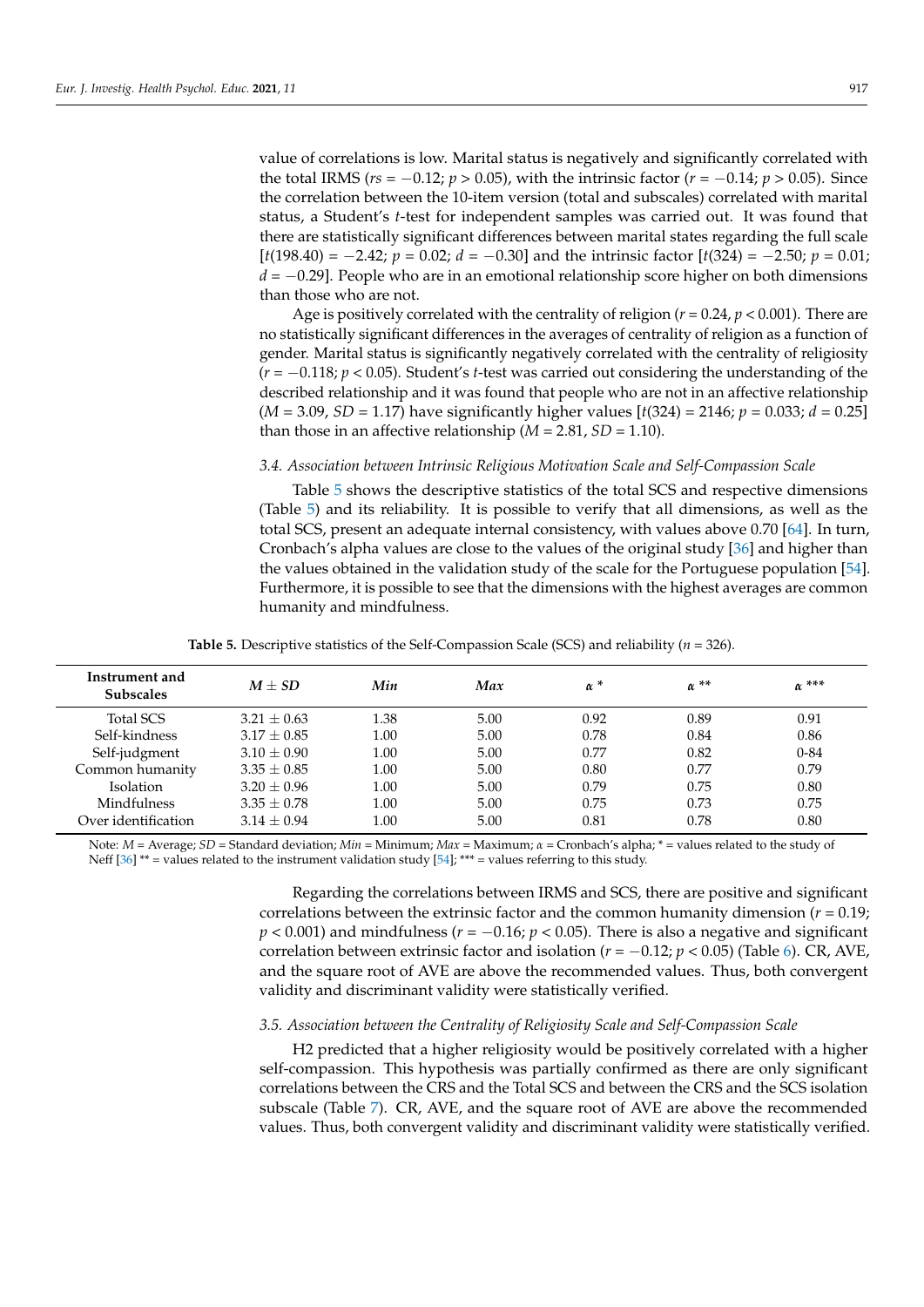value of correlations is low. Marital status is negatively and significantly correlated with the total IRMS ($rs = -0.12$; $p > 0.05$), with the intrinsic factor ($r = -0.14$; $p > 0.05$). Since the correlation between the 10-item version (total and subscales) correlated with marital status, a Student's *t*-test for independent samples was carried out. It was found that there are statistically significant differences between marital states regarding the full scale [$t(198.40) = -2.42$; $p = 0.02$; $d = -0.30$] and the intrinsic factor [$t(324) = -2.50$; $p = 0.01$; $d = -0.29$]. People who are in an emotional relationship score higher on both dimensions than those who are not.

Age is positively correlated with the centrality of religion ($r = 0.24$, $p < 0.001$). There are no statistically significant differences in the averages of centrality of religion as a function of gender. Marital status is significantly negatively correlated with the centrality of religiosity ($r = -0.118$; $p < 0.05$). Student's *t*-test was carried out considering the understanding of the described relationship and it was found that people who are not in an affective relationship ($M = 3.09$, $SD = 1.17$) have significantly higher values [$t(324) = 2146$; $p = 0.033$; $d = 0.25$] than those in an affective relationship ($M = 2.81$, $SD = 1.10$).

### 3.4. Association between Intrinsic Religious Motivation Scale and Self-Compassion Scale

Table 5 shows the descriptive statistics of the total SCS and respective dimensions (Table 5) and its reliability. It is possible to verify that all dimensions, as well as the total SCS, present an adequate internal consistency, with values above 0.70 [64]. In turn, Cronbach's alpha values are close to the values of the original study [36] and higher than the values obtained in the validation study of the scale for the Portuguese population [54]. Furthermore, it is possible to see that the dimensions with the highest averages are common humanity and mindfulness.

**Table 5.** Descriptive statistics of the Self-Compassion Scale (SCS) and reliability ($n = 326$).

| Instrument and Subscales | $M \pm SD$ | *Min* | *Max* | $\alpha$ * | $\alpha$ ** | $\alpha$ *** |
|---|---|---|---|---|---|---|
| Total SCS | $3.21 \pm 0.63$ | 1.38 | 5.00 | 0.92 | 0.89 | 0.91 |
| Self-kindness | $3.17 \pm 0.85$ | 1.00 | 5.00 | 0.78 | 0.84 | 0.86 |
| Self-judgment | $3.10 \pm 0.90$ | 1.00 | 5.00 | 0.77 | 0.82 | 0-84 |
| Common humanity | $3.35 \pm 0.85$ | 1.00 | 5.00 | 0.80 | 0.77 | 0.79 |
| Isolation | $3.20 \pm 0.96$ | 1.00 | 5.00 | 0.79 | 0.75 | 0.80 |
| Mindfulness | $3.35 \pm 0.78$ | 1.00 | 5.00 | 0.75 | 0.73 | 0.75 |
| Over identification | $3.14 \pm 0.94$ | 1.00 | 5.00 | 0.81 | 0.78 | 0.80 |

Note: *M* = Average; *SD* = Standard deviation; *Min* = Minimum; *Max* = Maximum; α = Cronbach's alpha; * = values related to the study of Neff [36] ** = values related to the instrument validation study [54]; *** = values referring to this study.

Regarding the correlations between IRMS and SCS, there are positive and significant correlations between the extrinsic factor and the common humanity dimension ($r = 0.19$; $p < 0.001$) and mindfulness ($r = -0.16$; $p < 0.05$). There is also a negative and significant correlation between extrinsic factor and isolation ($r = -0.12$; $p < 0.05$) (Table 6). CR, AVE, and the square root of AVE are above the recommended values. Thus, both convergent validity and discriminant validity were statistically verified.

### 3.5. Association between the Centrality of Religiosity Scale and Self-Compassion Scale

H2 predicted that a higher religiosity would be positively correlated with a higher self-compassion. This hypothesis was partially confirmed as there are only significant correlations between the CRS and the Total SCS and between the CRS and the SCS isolation subscale (Table 7). CR, AVE, and the square root of AVE are above the recommended values. Thus, both convergent validity and discriminant validity were statistically verified.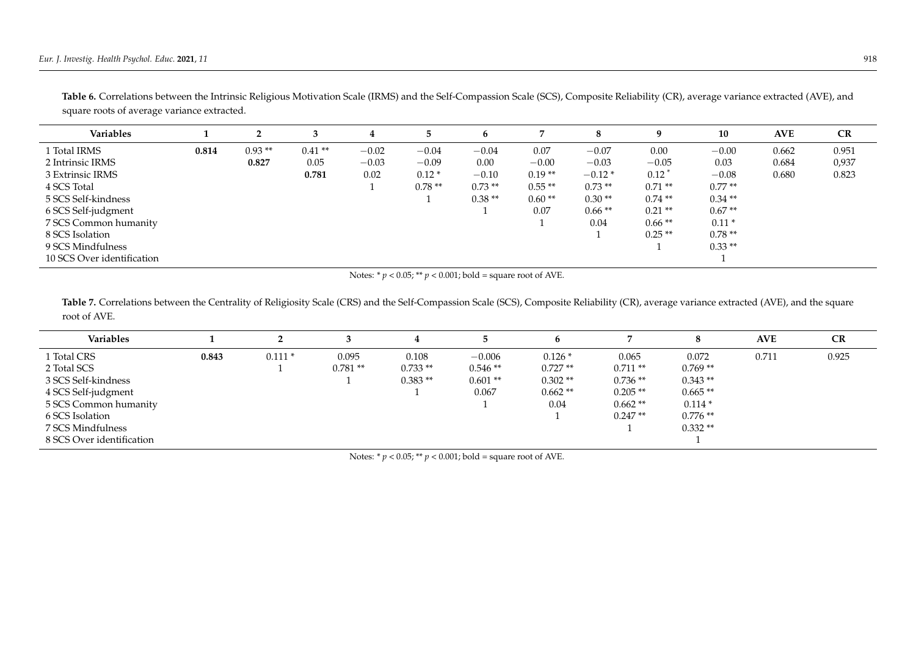**Table 6.** Correlations between the Intrinsic Religious Motivation Scale (IRMS) and the Self-Compassion Scale (SCS), Composite Reliability (CR), average variance extracted (AVE), and square roots of average variance extracted.

| Variables | 1 | 2 | 3 | 4 | 5 | 6 | 7 | 8 | 9 | 10 | AVE | CR |
|---|---|---|---|---|---|---|---|---|---|---|---|---|
| 1 Total IRMS | **0.814** | 0.93 ** | 0.41 ** | −0.02 | −0.04 | −0.04 | 0.07 | −0.07 | 0.00 | −0.00 | 0.662 | 0.951 |
| 2 Intrinsic IRMS | | **0.827** | 0.05 | −0.03 | −0.09 | 0.00 | −0.00 | −0.03 | −0.05 | 0.03 | 0.684 | 0,937 |
| 3 Extrinsic IRMS | | | **0.781** | 0.02 | 0.12 * | −0.10 | 0.19 ** | −0.12 * | 0.12 * | −0.08 | 0.680 | 0.823 |
| 4 SCS Total | | | | 1 | 0.78 ** | 0.73 ** | 0.55 ** | 0.73 ** | 0.71 ** | 0.77 ** | | |
| 5 SCS Self-kindness | | | | | 1 | 0.38 ** | 0.60 ** | 0.30 ** | 0.74 ** | 0.34 ** | | |
| 6 SCS Self-judgment | | | | | | 1 | 0.07 | 0.66 ** | 0.21 ** | 0.67 ** | | |
| 7 SCS Common humanity | | | | | | | 1 | 0.04 | 0.66 ** | 0.11 * | | |
| 8 SCS Isolation | | | | | | | | 1 | 0.25 ** | 0.78 ** | | |
| 9 SCS Mindfulness | | | | | | | | | 1 | 0.33 ** | | |
| 10 SCS Over identification | | | | | | | | | | 1 | | |

Notes: * $p < 0.05$; ** $p < 0.001$; bold = square root of AVE.

**Table 7.** Correlations between the Centrality of Religiosity Scale (CRS) and the Self-Compassion Scale (SCS), Composite Reliability (CR), average variance extracted (AVE), and the square root of AVE.

| Variables | 1 | 2 | 3 | 4 | 5 | 6 | 7 | 8 | AVE | CR |
|---|---|---|---|---|---|---|---|---|---|---|
| 1 Total CRS | **0.843** | 0.111 * | 0.095 | 0.108 | −0.006 | 0.126 * | 0.065 | 0.072 | 0.711 | 0.925 |
| 2 Total SCS | | 1 | 0.781 ** | 0.733 ** | 0.546 ** | 0.727 ** | 0.711 ** | 0.769 ** | | |
| 3 SCS Self-kindness | | | 1 | 0.383 ** | 0.601 ** | 0.302 ** | 0.736 ** | 0.343 ** | | |
| 4 SCS Self-judgment | | | | 1 | 0.067 | 0.662 ** | 0.205 ** | 0.665 ** | | |
| 5 SCS Common humanity | | | | | 1 | 0.04 | 0.662 ** | 0.114 * | | |
| 6 SCS Isolation | | | | | | 1 | 0.247 ** | 0.776 ** | | |
| 7 SCS Mindfulness | | | | | | | 1 | 0.332 ** | | |
| 8 SCS Over identification | | | | | | | | 1 | | |

Notes: * $p < 0.05$; ** $p < 0.001$; bold = square root of AVE.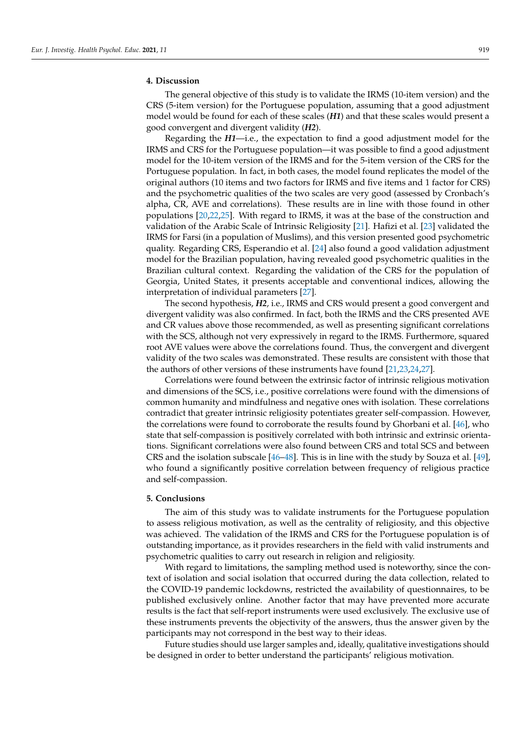## 4. Discussion

The general objective of this study is to validate the IRMS (10-item version) and the CRS (5-item version) for the Portuguese population, assuming that a good adjustment model would be found for each of these scales (***H1***) and that these scales would present a good convergent and divergent validity (***H2***).

Regarding the ***H1***—i.e., the expectation to find a good adjustment model for the IRMS and CRS for the Portuguese population—it was possible to find a good adjustment model for the 10-item version of the IRMS and for the 5-item version of the CRS for the Portuguese population. In fact, in both cases, the model found replicates the model of the original authors (10 items and two factors for IRMS and five items and 1 factor for CRS) and the psychometric qualities of the two scales are very good (assessed by Cronbach's alpha, CR, AVE and correlations). These results are in line with those found in other populations [20,22,25]. With regard to IRMS, it was at the base of the construction and validation of the Arabic Scale of Intrinsic Religiosity [21]. Hafizi et al. [23] validated the IRMS for Farsi (in a population of Muslims), and this version presented good psychometric quality. Regarding CRS, Esperandio et al. [24] also found a good validation adjustment model for the Brazilian population, having revealed good psychometric qualities in the Brazilian cultural context. Regarding the validation of the CRS for the population of Georgia, United States, it presents acceptable and conventional indices, allowing the interpretation of individual parameters [27].

The second hypothesis, ***H2***, i.e., IRMS and CRS would present a good convergent and divergent validity was also confirmed. In fact, both the IRMS and the CRS presented AVE and CR values above those recommended, as well as presenting significant correlations with the SCS, although not very expressively in regard to the IRMS. Furthermore, squared root AVE values were above the correlations found. Thus, the convergent and divergent validity of the two scales was demonstrated. These results are consistent with those that the authors of other versions of these instruments have found [21,23,24,27].

Correlations were found between the extrinsic factor of intrinsic religious motivation and dimensions of the SCS, i.e., positive correlations were found with the dimensions of common humanity and mindfulness and negative ones with isolation. These correlations contradict that greater intrinsic religiosity potentiates greater self-compassion. However, the correlations were found to corroborate the results found by Ghorbani et al. [46], who state that self-compassion is positively correlated with both intrinsic and extrinsic orientations. Significant correlations were also found between CRS and total SCS and between CRS and the isolation subscale [46–48]. This is in line with the study by Souza et al. [49], who found a significantly positive correlation between frequency of religious practice and self-compassion.

## 5. Conclusions

The aim of this study was to validate instruments for the Portuguese population to assess religious motivation, as well as the centrality of religiosity, and this objective was achieved. The validation of the IRMS and CRS for the Portuguese population is of outstanding importance, as it provides researchers in the field with valid instruments and psychometric qualities to carry out research in religion and religiosity.

With regard to limitations, the sampling method used is noteworthy, since the context of isolation and social isolation that occurred during the data collection, related to the COVID-19 pandemic lockdowns, restricted the availability of questionnaires, to be published exclusively online. Another factor that may have prevented more accurate results is the fact that self-report instruments were used exclusively. The exclusive use of these instruments prevents the objectivity of the answers, thus the answer given by the participants may not correspond in the best way to their ideas.

Future studies should use larger samples and, ideally, qualitative investigations should be designed in order to better understand the participants' religious motivation.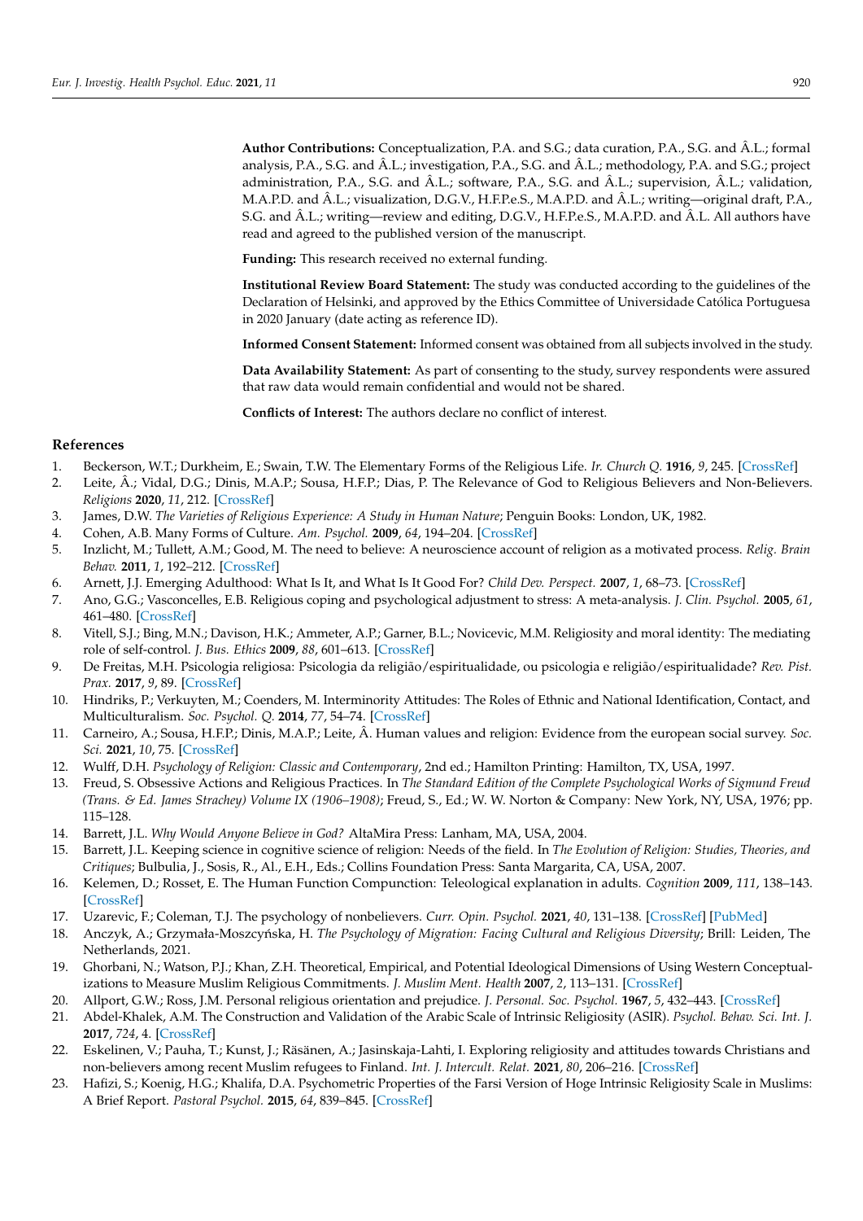**Author Contributions:** Conceptualization, P.A. and S.G.; data curation, P.A., S.G. and Â.L.; formal analysis, P.A., S.G. and Â.L.; investigation, P.A., S.G. and Â.L.; methodology, P.A. and S.G.; project administration, P.A., S.G. and Â.L.; software, P.A., S.G. and Â.L.; supervision, Â.L.; validation, M.A.P.D. and Â.L.; visualization, D.G.V., H.F.P.e.S., M.A.P.D. and Â.L.; writing—original draft, P.A., S.G. and Â.L.; writing—review and editing, D.G.V., H.F.P.e.S., M.A.P.D. and Â.L. All authors have read and agreed to the published version of the manuscript.

**Funding:** This research received no external funding.

**Institutional Review Board Statement:** The study was conducted according to the guidelines of the Declaration of Helsinki, and approved by the Ethics Committee of Universidade Católica Portuguesa in 2020 January (date acting as reference ID).

**Informed Consent Statement:** Informed consent was obtained from all subjects involved in the study.

**Data Availability Statement:** As part of consenting to the study, survey respondents were assured that raw data would remain confidential and would not be shared.

**Conflicts of Interest:** The authors declare no conflict of interest.

## References

1. Beckerson, W.T.; Durkheim, E.; Swain, T.W. The Elementary Forms of the Religious Life. *Ir. Church Q.* **1916**, *9*, 245. [CrossRef]
2. Leite, Â.; Vidal, D.G.; Dinis, M.A.P.; Sousa, H.F.P.; Dias, P. The Relevance of God to Religious Believers and Non-Believers. *Religions* **2020**, *11*, 212. [CrossRef]
3. James, D.W. *The Varieties of Religious Experience: A Study in Human Nature*; Penguin Books: London, UK, 1982.
4. Cohen, A.B. Many Forms of Culture. *Am. Psychol.* **2009**, *64*, 194–204. [CrossRef]
5. Inzlicht, M.; Tullett, A.M.; Good, M. The need to believe: A neuroscience account of religion as a motivated process. *Relig. Brain Behav.* **2011**, *1*, 192–212. [CrossRef]
6. Arnett, J.J. Emerging Adulthood: What Is It, and What Is It Good For? *Child Dev. Perspect.* **2007**, *1*, 68–73. [CrossRef]
7. Ano, G.G.; Vasconcelles, E.B. Religious coping and psychological adjustment to stress: A meta-analysis. *J. Clin. Psychol.* **2005**, *61*, 461–480. [CrossRef]
8. Vitell, S.J.; Bing, M.N.; Davison, H.K.; Ammeter, A.P.; Garner, B.L.; Novicevic, M.M. Religiosity and moral identity: The mediating role of self-control. *J. Bus. Ethics* **2009**, *88*, 601–613. [CrossRef]
9. De Freitas, M.H. Psicologia religiosa: Psicologia da religião/espiritualidade, ou psicologia e religião/espiritualidade? *Rev. Pist. Prax.* **2017**, *9*, 89. [CrossRef]
10. Hindriks, P.; Verkuyten, M.; Coenders, M. Interminority Attitudes: The Roles of Ethnic and National Identification, Contact, and Multiculturalism. *Soc. Psychol. Q.* **2014**, *77*, 54–74. [CrossRef]
11. Carneiro, A.; Sousa, H.F.P.; Dinis, M.A.P.; Leite, Â. Human values and religion: Evidence from the european social survey. *Soc. Sci.* **2021**, *10*, 75. [CrossRef]
12. Wulff, D.H. *Psychology of Religion: Classic and Contemporary*, 2nd ed.; Hamilton Printing: Hamilton, TX, USA, 1997.
13. Freud, S. Obsessive Actions and Religious Practices. In *The Standard Edition of the Complete Psychological Works of Sigmund Freud (Trans. & Ed. James Strachey) Volume IX (1906–1908)*; Freud, S., Ed.; W. W. Norton & Company: New York, NY, USA, 1976; pp. 115–128.
14. Barrett, J.L. *Why Would Anyone Believe in God?* AltaMira Press: Lanham, MA, USA, 2004.
15. Barrett, J.L. Keeping science in cognitive science of religion: Needs of the field. In *The Evolution of Religion: Studies, Theories, and Critiques*; Bulbulia, J., Sosis, R., Al., E.H., Eds.; Collins Foundation Press: Santa Margarita, CA, USA, 2007.
16. Kelemen, D.; Rosset, E. The Human Function Compunction: Teleological explanation in adults. *Cognition* **2009**, *111*, 138–143. [CrossRef]
17. Uzarevic, F.; Coleman, T.J. The psychology of nonbelievers. *Curr. Opin. Psychol.* **2021**, *40*, 131–138. [CrossRef] [PubMed]
18. Anczyk, A.; Grzymała-Moszczyńska, H. *The Psychology of Migration: Facing Cultural and Religious Diversity*; Brill: Leiden, The Netherlands, 2021.
19. Ghorbani, N.; Watson, P.J.; Khan, Z.H. Theoretical, Empirical, and Potential Ideological Dimensions of Using Western Conceptualizations to Measure Muslim Religious Commitments. *J. Muslim Ment. Health* **2007**, *2*, 113–131. [CrossRef]
20. Allport, G.W.; Ross, J.M. Personal religious orientation and prejudice. *J. Personal. Soc. Psychol.* **1967**, *5*, 432–443. [CrossRef]
21. Abdel-Khalek, A.M. The Construction and Validation of the Arabic Scale of Intrinsic Religiosity (ASIR). *Psychol. Behav. Sci. Int. J.* **2017**, *724*, 4. [CrossRef]
22. Eskelinen, V.; Pauha, T.; Kunst, J.; Räsänen, A.; Jasinskaja-Lahti, I. Exploring religiosity and attitudes towards Christians and non-believers among recent Muslim refugees to Finland. *Int. J. Intercult. Relat.* **2021**, *80*, 206–216. [CrossRef]
23. Hafizi, S.; Koenig, H.G.; Khalifa, D.A. Psychometric Properties of the Farsi Version of Hoge Intrinsic Religiosity Scale in Muslims: A Brief Report. *Pastoral Psychol.* **2015**, *64*, 839–845. [CrossRef]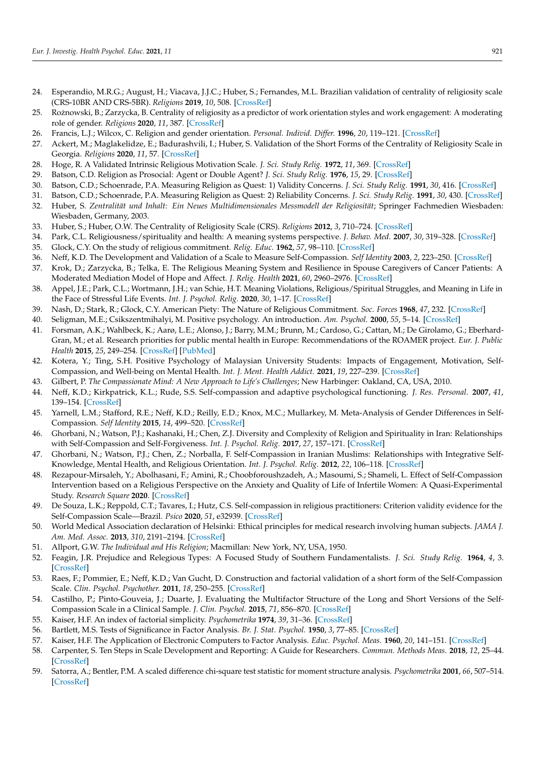24. Esperandio, M.R.G.; August, H.; Viacava, J.J.C.; Huber, S.; Fernandes, M.L. Brazilian validation of centrality of religiosity scale (CRS-10BR AND CRS-5BR). *Religions* **2019**, *10*, 508. [CrossRef]
25. Rożnowski, B.; Zarzycka, B. Centrality of religiosity as a predictor of work orientation styles and work engagement: A moderating role of gender. *Religions* **2020**, *11*, 387. [CrossRef]
26. Francis, L.J.; Wilcox, C. Religion and gender orientation. *Personal. Individ. Differ.* **1996**, *20*, 119–121. [CrossRef]
27. Ackert, M.; Maglakelidze, E.; Badurashvili, I.; Huber, S. Validation of the Short Forms of the Centrality of Religiosity Scale in Georgia. *Religions* **2020**, *11*, 57. [CrossRef]
28. Hoge, R. A Validated Intrinsic Religious Motivation Scale. *J. Sci. Study Relig.* **1972**, *11*, 369. [CrossRef]
29. Batson, C.D. Religion as Prosocial: Agent or Double Agent? *J. Sci. Study Relig.* **1976**, *15*, 29. [CrossRef]
30. Batson, C.D.; Schoenrade, P.A. Measuring Religion as Quest: 1) Validity Concerns. *J. Sci. Study Relig.* **1991**, *30*, 416. [CrossRef]
31. Batson, C.D.; Schoenrade, P.A. Measuring Religion as Quest: 2) Reliability Concerns. *J. Sci. Study Relig.* **1991**, *30*, 430. [CrossRef]
32. Huber, S. *Zentralität und Inhalt: Ein Neues Multidimensionales Messmodell der Religiosität*; Springer Fachmedien Wiesbaden: Wiesbaden, Germany, 2003.
33. Huber, S.; Huber, O.W. The Centrality of Religiosity Scale (CRS). *Religions* **2012**, *3*, 710–724. [CrossRef]
34. Park, C.L. Religiousness/spirituality and health: A meaning systems perspective. *J. Behav. Med.* **2007**, *30*, 319–328. [CrossRef]
35. Glock, C.Y. On the study of religious commitment. *Relig. Educ.* **1962**, *57*, 98–110. [CrossRef]
36. Neff, K.D. The Development and Validation of a Scale to Measure Self-Compassion. *Self Identity* **2003**, *2*, 223–250. [CrossRef]
37. Krok, D.; Zarzycka, B.; Telka, E. The Religious Meaning System and Resilience in Spouse Caregivers of Cancer Patients: A Moderated Mediation Model of Hope and Affect. *J. Relig. Health* **2021**, *60*, 2960–2976. [CrossRef]
38. Appel, J.E.; Park, C.L.; Wortmann, J.H.; van Schie, H.T. Meaning Violations, Religious/Spiritual Struggles, and Meaning in Life in the Face of Stressful Life Events. *Int. J. Psychol. Relig.* **2020**, *30*, 1–17. [CrossRef]
39. Nash, D.; Stark, R.; Glock, C.Y. American Piety: The Nature of Religious Commitment. *Soc. Forces* **1968**, *47*, 232. [CrossRef]
40. Seligman, M.E.; Csikszentmihalyi, M. Positive psychology. An introduction. *Am. Psychol.* **2000**, *55*, 5–14. [CrossRef]
41. Forsman, A.K.; Wahlbeck, K.; Aarø, L.E.; Alonso, J.; Barry, M.M.; Brunn, M.; Cardoso, G.; Cattan, M.; De Girolamo, G.; Eberhard-Gran, M.; et al. Research priorities for public mental health in Europe: Recommendations of the ROAMER project. *Eur. J. Public Health* **2015**, *25*, 249–254. [CrossRef] [PubMed]
42. Kotera, Y.; Ting, S.H. Positive Psychology of Malaysian University Students: Impacts of Engagement, Motivation, Self-Compassion, and Well-being on Mental Health. *Int. J. Ment. Health Addict.* **2021**, *19*, 227–239. [CrossRef]
43. Gilbert, P. *The Compassionate Mind: A New Approach to Life's Challenges*; New Harbinger: Oakland, CA, USA, 2010.
44. Neff, K.D.; Kirkpatrick, K.L.; Rude, S.S. Self-compassion and adaptive psychological functioning. *J. Res. Personal.* **2007**, *41*, 139–154. [CrossRef]
45. Yarnell, L.M.; Stafford, R.E.; Neff, K.D.; Reilly, E.D.; Knox, M.C.; Mullarkey, M. Meta-Analysis of Gender Differences in Self-Compassion. *Self Identity* **2015**, *14*, 499–520. [CrossRef]
46. Ghorbani, N.; Watson, P.J.; Kashanaki, H.; Chen, Z.J. Diversity and Complexity of Religion and Spirituality in Iran: Relationships with Self-Compassion and Self-Forgiveness. *Int. J. Psychol. Relig.* **2017**, *27*, 157–171. [CrossRef]
47. Ghorbani, N.; Watson, P.J.; Chen, Z.; Norballa, F. Self-Compassion in Iranian Muslims: Relationships with Integrative Self-Knowledge, Mental Health, and Religious Orientation. *Int. J. Psychol. Relig.* **2012**, *22*, 106–118. [CrossRef]
48. Rezapour-Mirsaleh, Y.; Abolhasani, F.; Amini, R.; Choobforoushzadeh, A.; Masoumi, S.; Shameli, L. Effect of Self-Compassion Intervention based on a Religious Perspective on the Anxiety and Quality of Life of Infertile Women: A Quasi-Experimental Study. *Research Square* **2020**. [CrossRef]
49. De Souza, L.K.; Reppold, C.T.; Tavares, I.; Hutz, C.S. Self-compassion in religious practitioners: Criterion validity evidence for the Self-Compassion Scale—Brazil. *Psico* **2020**, *51*, e32939. [CrossRef]
50. World Medical Association declaration of Helsinki: Ethical principles for medical research involving human subjects. *JAMA J. Am. Med. Assoc.* **2013**, *310*, 2191–2194. [CrossRef]
51. Allport, G.W. *The Individual and His Religion*; Macmillan: New York, NY, USA, 1950.
52. Feagin, J.R. Prejudice and Relegious Types: A Focused Study of Southern Fundamentalists. *J. Sci. Study Relig.* **1964**, *4*, 3. [CrossRef]
53. Raes, F.; Pommier, E.; Neff, K.D.; Van Gucht, D. Construction and factorial validation of a short form of the Self-Compassion Scale. *Clin. Psychol. Psychother.* **2011**, *18*, 250–255. [CrossRef]
54. Castilho, P.; Pinto-Gouveia, J.; Duarte, J. Evaluating the Multifactor Structure of the Long and Short Versions of the Self-Compassion Scale in a Clinical Sample. *J. Clin. Psychol.* **2015**, *71*, 856–870. [CrossRef]
55. Kaiser, H.F. An index of factorial simplicity. *Psychometrika* **1974**, *39*, 31–36. [CrossRef]
56. Bartlett, M.S. Tests of Significance in Factor Analysis. *Br. J. Stat. Psychol.* **1950**, *3*, 77–85. [CrossRef]
57. Kaiser, H.F. The Application of Electronic Computers to Factor Analysis. *Educ. Psychol. Meas.* **1960**, *20*, 141–151. [CrossRef]
58. Carpenter, S. Ten Steps in Scale Development and Reporting: A Guide for Researchers. *Commun. Methods Meas.* **2018**, *12*, 25–44. [CrossRef]
59. Satorra, A.; Bentler, P.M. A scaled difference chi-square test statistic for moment structure analysis. *Psychometrika* **2001**, *66*, 507–514. [CrossRef]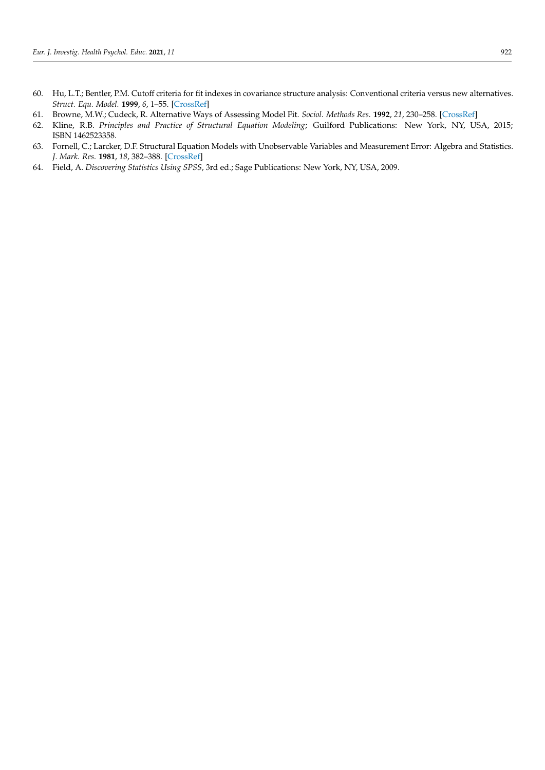60. Hu, L.T.; Bentler, P.M. Cutoff criteria for fit indexes in covariance structure analysis: Conventional criteria versus new alternatives. *Struct. Equ. Model.* **1999**, *6*, 1–55. [CrossRef]
61. Browne, M.W.; Cudeck, R. Alternative Ways of Assessing Model Fit. *Sociol. Methods Res.* **1992**, *21*, 230–258. [CrossRef]
62. Kline, R.B. *Principles and Practice of Structural Equation Modeling*; Guilford Publications: New York, NY, USA, 2015; ISBN 1462523358.
63. Fornell, C.; Larcker, D.F. Structural Equation Models with Unobservable Variables and Measurement Error: Algebra and Statistics. *J. Mark. Res.* **1981**, *18*, 382–388. [CrossRef]
64. Field, A. *Discovering Statistics Using SPSS*, 3rd ed.; Sage Publications: New York, NY, USA, 2009.